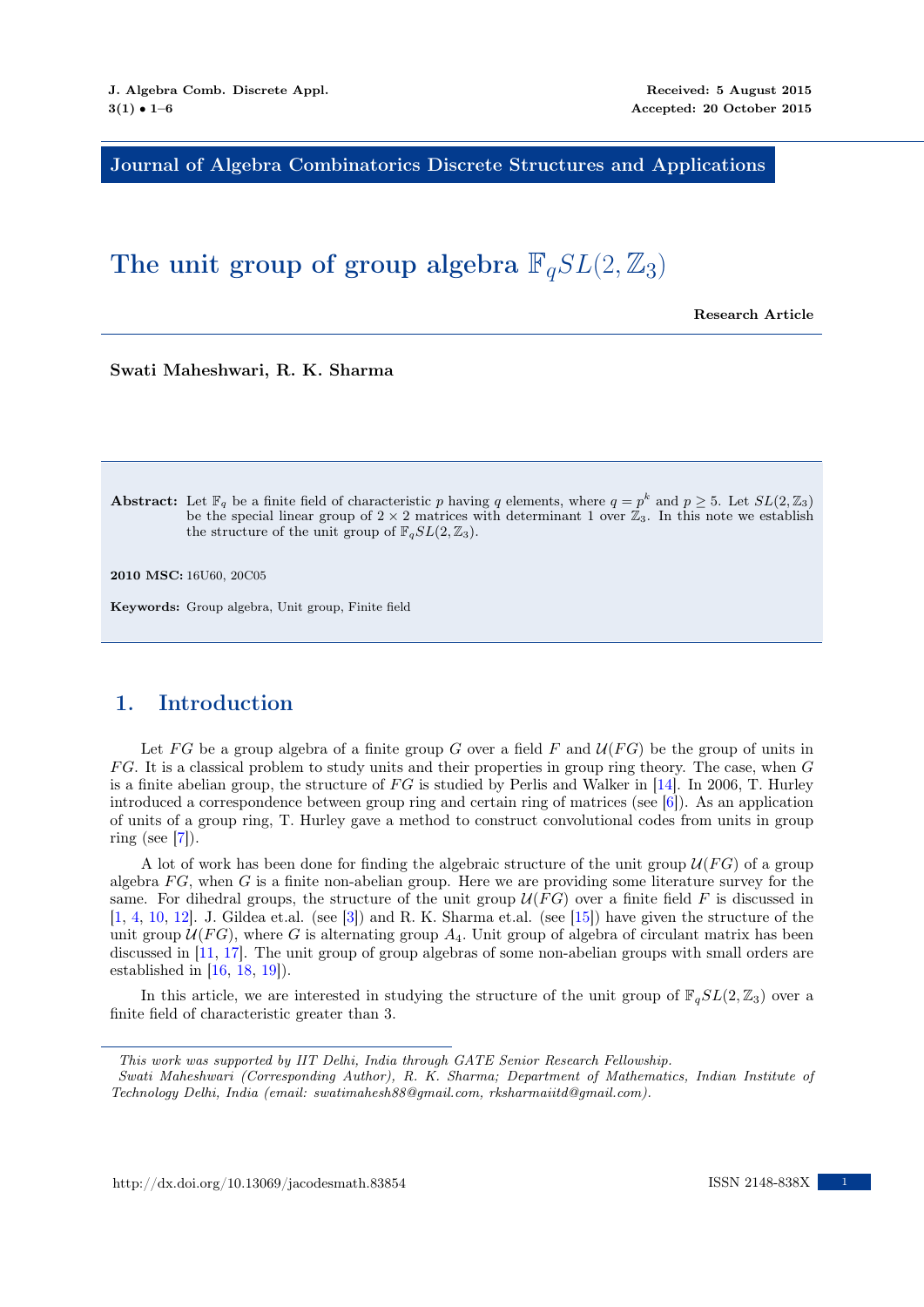Journal of Algebra Combinatorics Discrete Structures and Applications

# The unit group of group algebra $\mathbb{F}_q SL(2, \mathbb{Z}_3)$

**Research Article**

**Swati Maheshwari, R. K. Sharma**

**Abstract:** Let $\mathbb{F}_q$ be a finite field of characteristic $p$ having $q$ elements, where $q = p^k$ and $p \geq 5$. Let $SL(2, \mathbb{Z}_3)$ be the special linear group of $2 \times 2$ matrices with determinant 1 over $\mathbb{Z}_3$. In this note we establish the structure of the unit group of $\mathbb{F}_q SL(2, \mathbb{Z}_3)$.

**2010 MSC:** 16U60, 20C05

**Keywords:** Group algebra, Unit group, Finite field

## 1. Introduction

Let $FG$ be a group algebra of a finite group $G$ over a field $F$ and $\mathcal{U}(FG)$ be the group of units in $FG$. It is a classical problem to study units and their properties in group ring theory. The case, when $G$ is a finite abelian group, the structure of $FG$ is studied by Perlis and Walker in [14]. In 2006, T. Hurley introduced a correspondence between group ring and certain ring of matrices (see [6]). As an application of units of a group ring, T. Hurley gave a method to construct convolutional codes from units in group ring (see [7]).

A lot of work has been done for finding the algebraic structure of the unit group $\mathcal{U}(FG)$ of a group algebra $FG$, when $G$ is a finite non-abelian group. Here we are providing some literature survey for the same. For dihedral groups, the structure of the unit group $\mathcal{U}(FG)$ over a finite field $F$ is discussed in [1, 4, 10, 12]. J. Gildea et.al. (see [3]) and R. K. Sharma et.al. (see [15]) have given the structure of the unit group $\mathcal{U}(FG)$, where $G$ is alternating group $A_4$. Unit group of algebra of circulant matrix has been discussed in [11, 17]. The unit group of group algebras of some non-abelian groups with small orders are established in [16, 18, 19]).

In this article, we are interested in studying the structure of the unit group of $\mathbb{F}_q SL(2, \mathbb{Z}_3)$ over a finite field of characteristic greater than 3.

---

*This work was supported by IIT Delhi, India through GATE Senior Research Fellowship.*
*Swati Maheshwari (Corresponding Author), R. K. Sharma; Department of Mathematics, Indian Institute of Technology Delhi, India (email: swatimahesh88@gmail.com, rksharmaiitd@gmail.com).*

http://dx.doi.org/10.13069/jacodesmath.83854

ISSN 2148-838X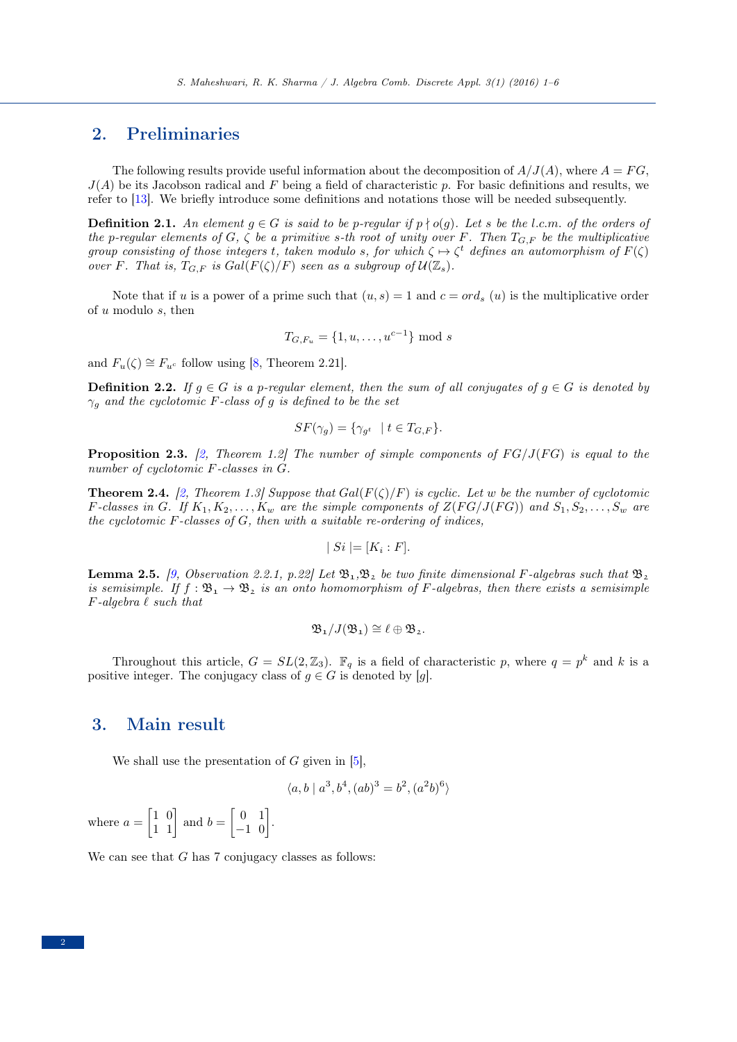## 2. Preliminaries

The following results provide useful information about the decomposition of $A/J(A)$, where $A = FG$, $J(A)$ be its Jacobson radical and $F$ being a field of characteristic $p$. For basic definitions and results, we refer to [13]. We briefly introduce some definitions and notations those will be needed subsequently.

**Definition 2.1.** *An element $g \in G$ is said to be $p$-regular if $p \nmid o(g)$. Let $s$ be the l.c.m. of the orders of the $p$-regular elements of $G$, $\zeta$ be a primitive $s$-th root of unity over $F$. Then $T_{G,F}$ be the multiplicative group consisting of those integers $t$, taken modulo $s$, for which $\zeta \mapsto \zeta^t$ defines an automorphism of $F(\zeta)$ over $F$. That is, $T_{G,F}$ is $Gal(F(\zeta)/F)$ seen as a subgroup of $\mathcal{U}(\mathbb{Z}_s)$.*

Note that if $u$ is a power of a prime such that $(u, s) = 1$ and $c = ord_s\ (u)$ is the multiplicative order of $u$ modulo $s$, then

$$T_{G,F_u} = \{1, u, \ldots, u^{c-1}\} \bmod s$$

and $F_u(\zeta) \cong F_{u^c}$ follow using [8, Theorem 2.21].

**Definition 2.2.** *If $g \in G$ is a $p$-regular element, then the sum of all conjugates of $g \in G$ is denoted by $\gamma_g$ and the cyclotomic $F$-class of $g$ is defined to be the set*

$$SF(\gamma_g) = \{\gamma_{g^t} \ \mid t \in T_{G,F}\}.$$

**Proposition 2.3.** *[2, Theorem 1.2] The number of simple components of $FG/J(FG)$ is equal to the number of cyclotomic $F$-classes in $G$.*

**Theorem 2.4.** *[2, Theorem 1.3] Suppose that $Gal(F(\zeta)/F)$ is cyclic. Let $w$ be the number of cyclotomic $F$-classes in $G$. If $K_1, K_2, \ldots, K_w$ are the simple components of $Z(FG/J(FG))$ and $S_1, S_2, \ldots, S_w$ are the cyclotomic $F$-classes of $G$, then with a suitable re-ordering of indices,*

$$\mid Si \mid = [K_i : F].$$

**Lemma 2.5.** *[9, Observation 2.2.1, p.22] Let $\mathfrak{B}_1, \mathfrak{B}_2$ be two finite dimensional $F$-algebras such that $\mathfrak{B}_2$ is semisimple. If $f : \mathfrak{B}_1 \to \mathfrak{B}_2$ is an onto homomorphism of $F$-algebras, then there exists a semisimple $F$-algebra $\ell$ such that*

$$\mathfrak{B}_1/J(\mathfrak{B}_1) \cong \ell \oplus \mathfrak{B}_2.$$

Throughout this article, $G = SL(2, \mathbb{Z}_3)$. $\mathbb{F}_q$ is a field of characteristic $p$, where $q = p^k$ and $k$ is a positive integer. The conjugacy class of $g \in G$ is denoted by $[g]$.

## 3. Main result

We shall use the presentation of $G$ given in [5],

$$\langle a, b \mid a^3, b^4, (ab)^3 = b^2, (a^2b)^6 \rangle$$

where $a = \begin{bmatrix} 1 & 0 \\ 1 & 1 \end{bmatrix}$ and $b = \begin{bmatrix} 0 & 1 \\ -1 & 0 \end{bmatrix}$.

We can see that $G$ has 7 conjugacy classes as follows: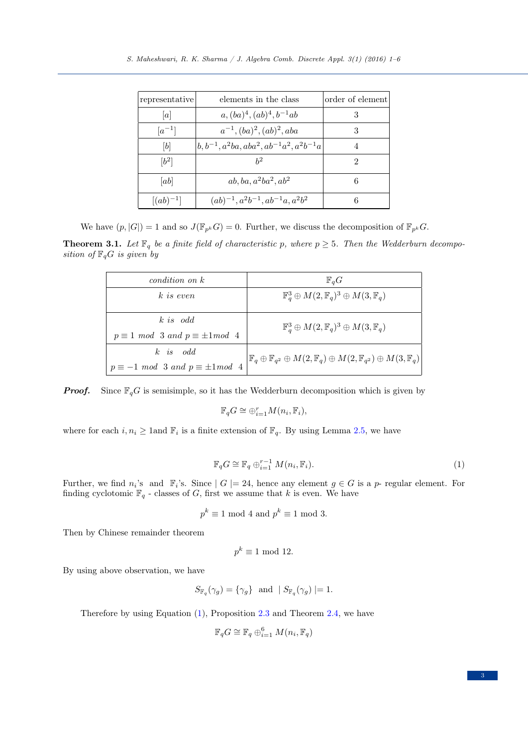| representative | elements in the class | order of element |
|---|---|---|
| $[a]$ | $a, (ba)^4, (ab)^4, b^{-1}ab$ | 3 |
| $[a^{-1}]$ | $a^{-1}, (ba)^2, (ab)^2, aba$ | 3 |
| $[b]$ | $b, b^{-1}, a^2ba, aba^2, ab^{-1}a^2, a^2b^{-1}a$ | 4 |
| $[b^2]$ | $b^2$ | 2 |
| $[ab]$ | $ab, ba, a^2ba^2, ab^2$ | 6 |
| $[(ab)^{-1}]$ | $(ab)^{-1}, a^2b^{-1}, ab^{-1}a, a^2b^2$ | 6 |

We have $(p, |G|) = 1$ and so $J(\mathbb{F}_{p^k}G) = 0$. Further, we discuss the decomposition of $\mathbb{F}_{p^k}G$.

**Theorem 3.1.** *Let $\mathbb{F}_q$ be a finite field of characteristic $p$, where $p \geq 5$. Then the Wedderburn decomposition of $\mathbb{F}_qG$ is given by*

| *condition on k* | $\mathbb{F}_qG$ |
|---|---|
| *k is even* | $\mathbb{F}_q^3 \oplus M(2, \mathbb{F}_q)^3 \oplus M(3, \mathbb{F}_q)$ |
| *k is odd* $p \equiv 1 \bmod 3$ *and* $p \equiv \pm 1 \bmod 4$ | $\mathbb{F}_q^3 \oplus M(2, \mathbb{F}_q)^3 \oplus M(3, \mathbb{F}_q)$ |
| *k is odd* $p \equiv -1 \bmod 3$ *and* $p \equiv \pm 1 \bmod 4$ | $\mathbb{F}_q \oplus \mathbb{F}_{q^2} \oplus M(2, \mathbb{F}_q) \oplus M(2, \mathbb{F}_{q^2}) \oplus M(3, \mathbb{F}_q)$ |

***Proof.*** Since $\mathbb{F}_qG$ is semisimple, so it has the Wedderburn decomposition which is given by

$$\mathbb{F}_qG \cong \oplus_{i=1}^{r} M(n_i, \mathbb{F}_i),$$

where for each $i, n_i \geq 1$and $\mathbb{F}_i$ is a finite extension of $\mathbb{F}_q$. By using Lemma 2.5, we have

$$\mathbb{F}_qG \cong \mathbb{F}_q \oplus_{i=1}^{r-1} M(n_i, \mathbb{F}_i). \tag{1}$$

Further, we find $n_i$'s and $\mathbb{F}_i$'s. Since $|G| = 24$, hence any element $g \in G$ is a $p$- regular element. For finding cyclotomic $\mathbb{F}_q$ - classes of $G$, first we assume that $k$ is even. We have

$$p^k \equiv 1 \bmod 4 \text{ and } p^k \equiv 1 \bmod 3.$$

Then by Chinese remainder theorem

$$p^k \equiv 1 \bmod 12.$$

By using above observation, we have

$$S_{\mathbb{F}_q}(\gamma_g) = \{\gamma_g\} \text{ and } |S_{\mathbb{F}_q}(\gamma_g)| = 1.$$

Therefore by using Equation (1), Proposition 2.3 and Theorem 2.4, we have

$$\mathbb{F}_qG \cong \mathbb{F}_q \oplus_{i=1}^{6} M(n_i, \mathbb{F}_q)$$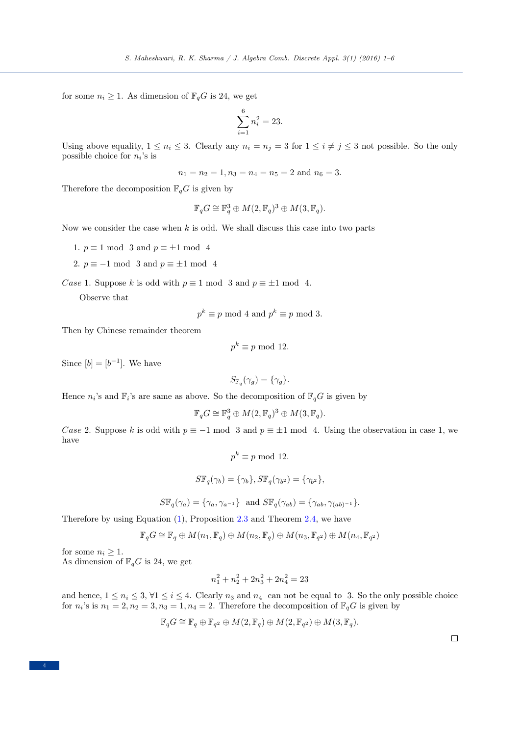for some $n_i \geq 1$. As dimension of $\mathbb{F}_qG$ is 24, we get

$$\sum_{i=1}^{6} n_i^2 = 23.$$

Using above equality, $1 \leq n_i \leq 3$. Clearly any $n_i = n_j = 3$ for $1 \leq i \neq j \leq 3$ not possible. So the only possible choice for $n_i$'s is

$$n_1 = n_2 = 1, n_3 = n_4 = n_5 = 2 \text{ and } n_6 = 3.$$

Therefore the decomposition $\mathbb{F}_qG$ is given by

$$\mathbb{F}_qG \cong \mathbb{F}_q^3 \oplus M(2, \mathbb{F}_q)^3 \oplus M(3, \mathbb{F}_q).$$

Now we consider the case when $k$ is odd. We shall discuss this case into two parts

1. $p \equiv 1 \mod 3$ and $p \equiv \pm 1 \mod 4$
2. $p \equiv -1 \mod 3$ and $p \equiv \pm 1 \mod 4$

*Case* 1. Suppose $k$ is odd with $p \equiv 1 \mod 3$ and $p \equiv \pm 1 \mod 4$.

Observe that

$$p^k \equiv p \bmod 4 \text{ and } p^k \equiv p \bmod 3.$$

Then by Chinese remainder theorem

$$p^k \equiv p \bmod 12.$$

Since $[b] = [b^{-1}]$. We have

$$S_{\mathbb{F}_q}(\gamma_g) = \{\gamma_g\}.$$

Hence $n_i$'s and $\mathbb{F}_i$'s are same as above. So the decomposition of $\mathbb{F}_qG$ is given by

$$\mathbb{F}_qG \cong \mathbb{F}_q^3 \oplus M(2, \mathbb{F}_q)^3 \oplus M(3, \mathbb{F}_q).$$

*Case* 2. Suppose $k$ is odd with $p \equiv -1 \mod 3$ and $p \equiv \pm 1 \mod 4$. Using the observation in case 1, we have

$$p^k \equiv p \bmod 12.$$

$$S\mathbb{F}_q(\gamma_b) = \{\gamma_b\}, S\mathbb{F}_q(\gamma_{b^2}) = \{\gamma_{b^2}\},$$

$$S\mathbb{F}_q(\gamma_a) = \{\gamma_a, \gamma_{a^{-1}}\} \text{ and } S\mathbb{F}_q(\gamma_{ab}) = \{\gamma_{ab}, \gamma_{(ab)^{-1}}\}.$$

Therefore by using Equation (1), Proposition 2.3 and Theorem 2.4, we have

$$\mathbb{F}_qG \cong \mathbb{F}_q \oplus M(n_1, \mathbb{F}_q) \oplus M(n_2, \mathbb{F}_q) \oplus M(n_3, \mathbb{F}_{q^2}) \oplus M(n_4, \mathbb{F}_{q^2})$$

for some $n_i \geq 1$.
As dimension of $\mathbb{F}_qG$ is 24, we get

$$n_1^2 + n_2^2 + 2n_3^2 + 2n_4^2 = 23$$

and hence, $1 \leq n_i \leq 3, \forall 1 \leq i \leq 4$. Clearly $n_3$ and $n_4$ can not be equal to 3. So the only possible choice for $n_i$'s is $n_1 = 2, n_2 = 3, n_3 = 1, n_4 = 2$. Therefore the decomposition of $\mathbb{F}_qG$ is given by

$$\mathbb{F}_qG \cong \mathbb{F}_q \oplus \mathbb{F}_{q^2} \oplus M(2, \mathbb{F}_q) \oplus M(2, \mathbb{F}_{q^2}) \oplus M(3, \mathbb{F}_q).$$

□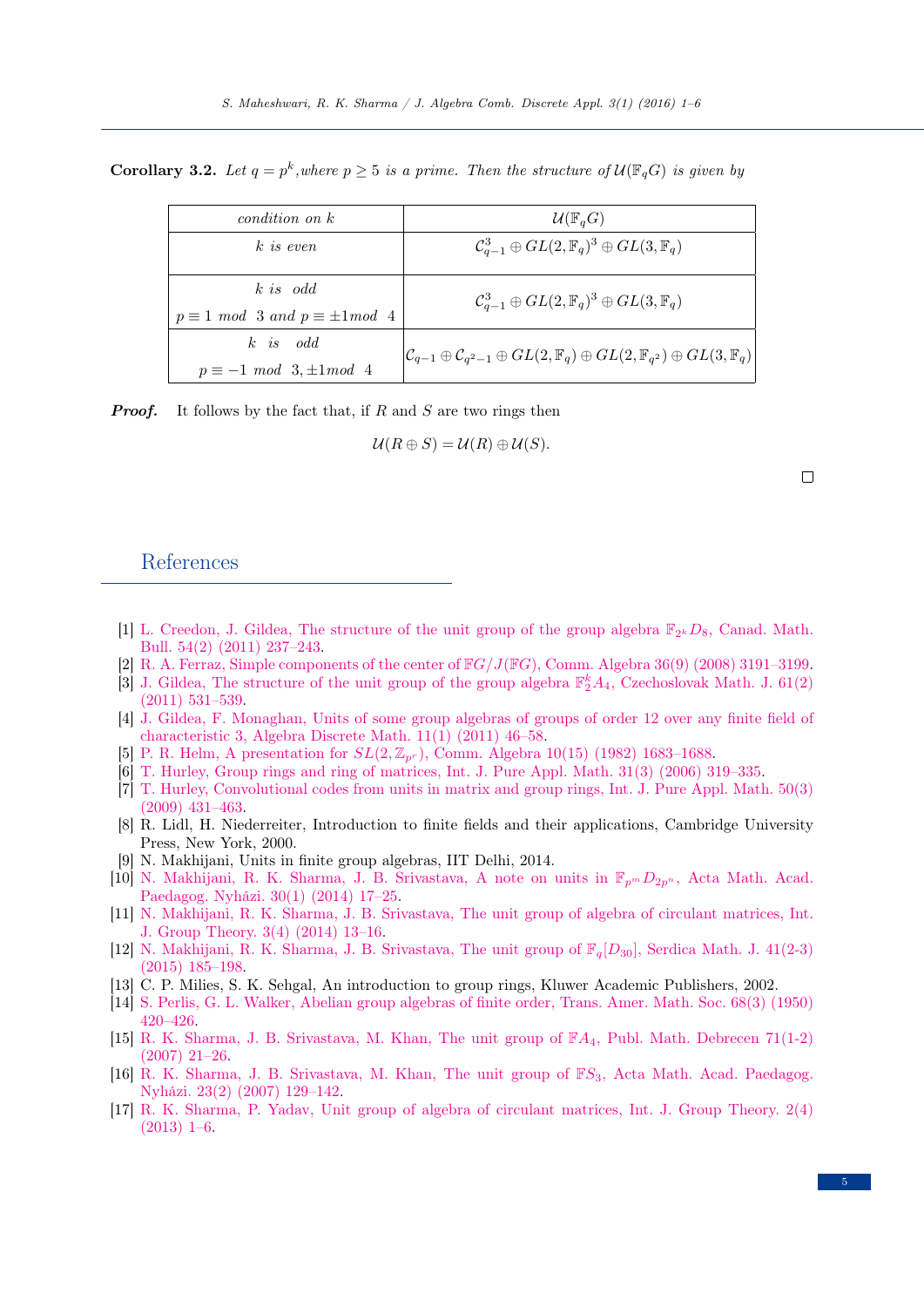**Corollary 3.2.** *Let $q = p^k$, where $p \geq 5$ is a prime. Then the structure of $\mathcal{U}(\mathbb{F}_qG)$ is given by*

| *condition on k* | $\mathcal{U}(\mathbb{F}_qG)$ |
|---|---|
| *k is even* | $\mathcal{C}_{q-1}^3 \oplus GL(2,\mathbb{F}_q)^3 \oplus GL(3,\mathbb{F}_q)$ |
| *k is odd* $p \equiv 1$ *mod* 3 *and* $p \equiv \pm 1$*mod* 4 | $\mathcal{C}_{q-1}^3 \oplus GL(2,\mathbb{F}_q)^3 \oplus GL(3,\mathbb{F}_q)$ |
| *k is odd* $p \equiv -1$ *mod* 3, $\pm 1$*mod* 4 | $\mathcal{C}_{q-1} \oplus \mathcal{C}_{q^2-1} \oplus GL(2,\mathbb{F}_q) \oplus GL(2,\mathbb{F}_{q^2}) \oplus GL(3,\mathbb{F}_q)$ |

***Proof.*** It follows by the fact that, if $R$ and $S$ are two rings then

$$\mathcal{U}(R \oplus S) = \mathcal{U}(R) \oplus \mathcal{U}(S).$$

□

## References

[1] L. Creedon, J. Gildea, The structure of the unit group of the group algebra $\mathbb{F}_{2^k}D_8$, Canad. Math. Bull. 54(2) (2011) 237–243.

[2] R. A. Ferraz, Simple components of the center of $\mathbb{F}G/J(\mathbb{F}G)$, Comm. Algebra 36(9) (2008) 3191–3199.

[3] J. Gildea, The structure of the unit group of the group algebra $\mathbb{F}_2^k A_4$, Czechoslovak Math. J. 61(2) (2011) 531–539.

[4] J. Gildea, F. Monaghan, Units of some group algebras of groups of order 12 over any finite field of characteristic 3, Algebra Discrete Math. 11(1) (2011) 46–58.

[5] P. R. Helm, A presentation for $SL(2, \mathbb{Z}_{p^r})$, Comm. Algebra 10(15) (1982) 1683–1688.

[6] T. Hurley, Group rings and ring of matrices, Int. J. Pure Appl. Math. 31(3) (2006) 319–335.

[7] T. Hurley, Convolutional codes from units in matrix and group rings, Int. J. Pure Appl. Math. 50(3) (2009) 431–463.

[8] R. Lidl, H. Niederreiter, Introduction to finite fields and their applications, Cambridge University Press, New York, 2000.

[9] N. Makhijani, Units in finite group algebras, IIT Delhi, 2014.

[10] N. Makhijani, R. K. Sharma, J. B. Srivastava, A note on units in $\mathbb{F}_{p^m}D_{2p^n}$, Acta Math. Acad. Paedagog. Nyházi. 30(1) (2014) 17–25.

[11] N. Makhijani, R. K. Sharma, J. B. Srivastava, The unit group of algebra of circulant matrices, Int. J. Group Theory. 3(4) (2014) 13–16.

[12] N. Makhijani, R. K. Sharma, J. B. Srivastava, The unit group of $\mathbb{F}_q[D_{30}]$, Serdica Math. J. 41(2-3) (2015) 185–198.

[13] C. P. Milies, S. K. Sehgal, An introduction to group rings, Kluwer Academic Publishers, 2002.

[14] S. Perlis, G. L. Walker, Abelian group algebras of finite order, Trans. Amer. Math. Soc. 68(3) (1950) 420–426.

[15] R. K. Sharma, J. B. Srivastava, M. Khan, The unit group of $\mathbb{F}A_4$, Publ. Math. Debrecen 71(1-2) (2007) 21–26.

[16] R. K. Sharma, J. B. Srivastava, M. Khan, The unit group of $\mathbb{F}S_3$, Acta Math. Acad. Paedagog. Nyházi. 23(2) (2007) 129–142.

[17] R. K. Sharma, P. Yadav, Unit group of algebra of circulant matrices, Int. J. Group Theory. 2(4) (2013) 1–6.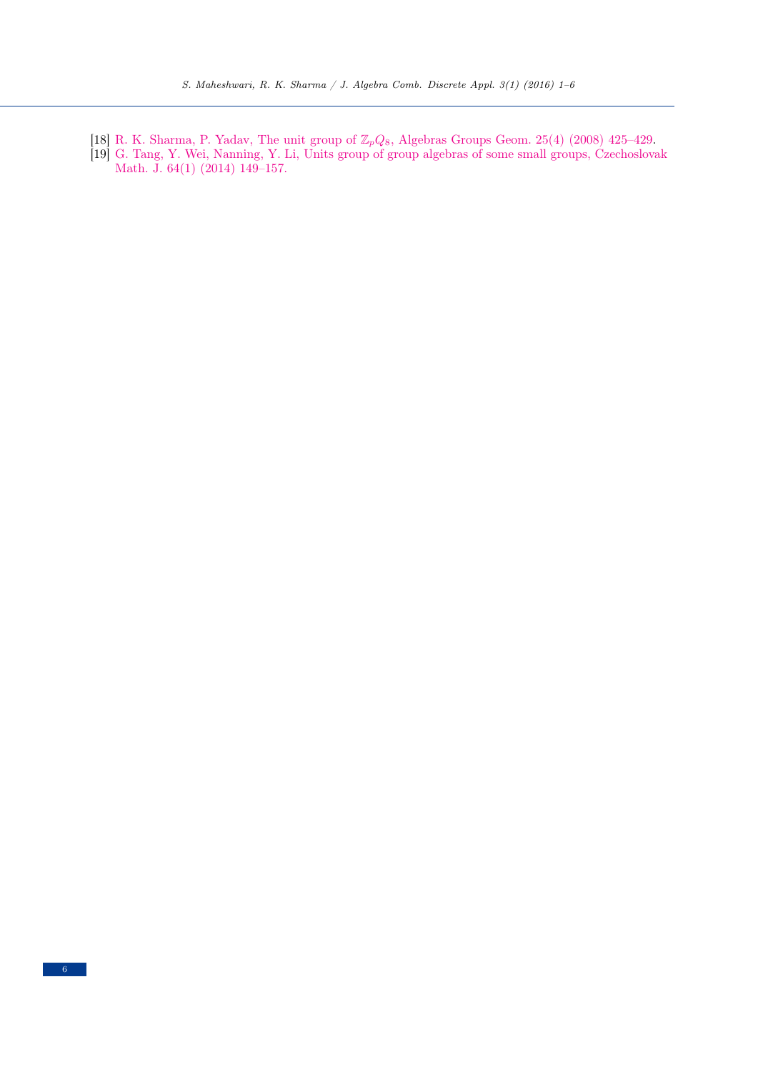[18] R. K. Sharma, P. Yadav, The unit group of $\mathbb{Z}_p Q_8$, Algebras Groups Geom. 25(4) (2008) 425–429.

[19] G. Tang, Y. Wei, Nanning, Y. Li, Units group of group algebras of some small groups, Czechoslovak Math. J. 64(1) (2014) 149–157.